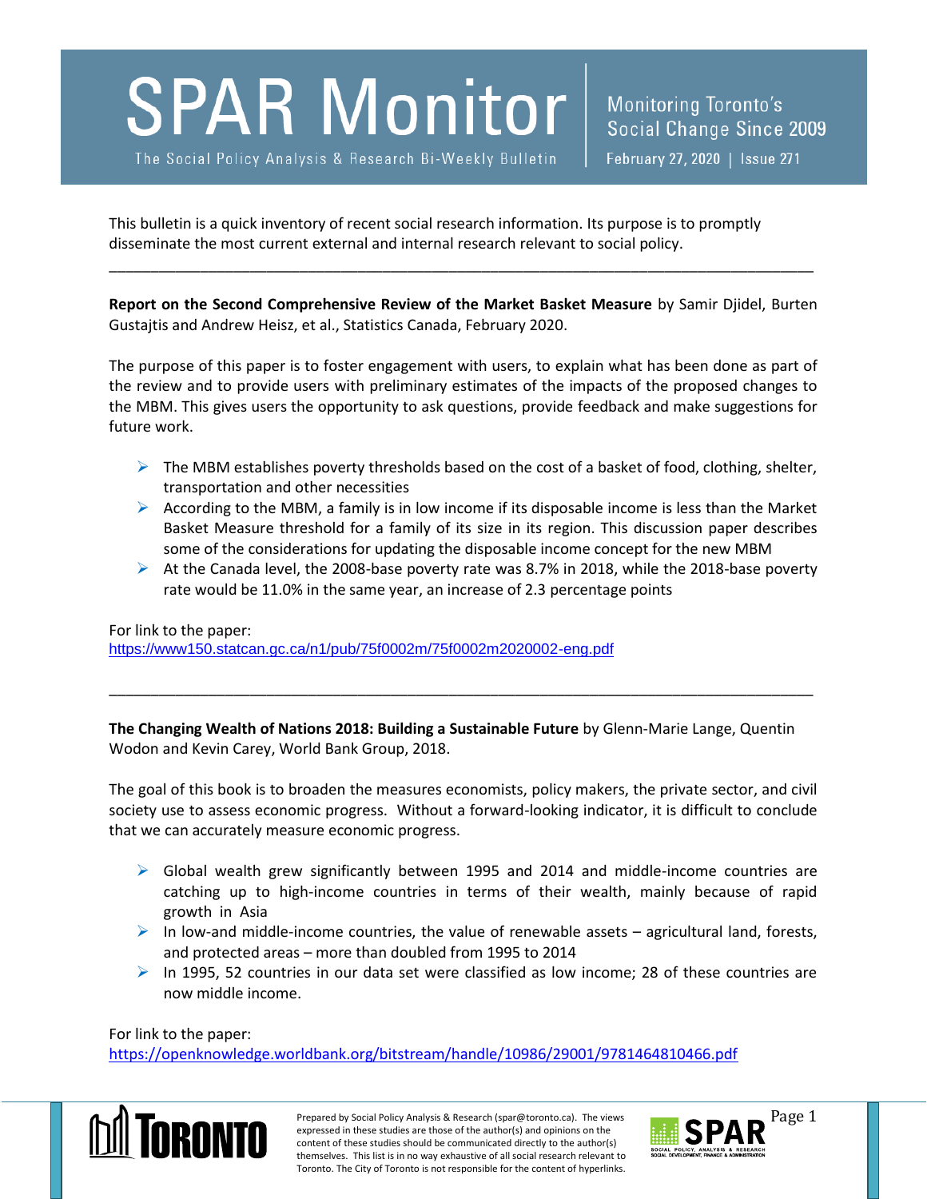# SPAR Monitor

The Social Policy Analysis & Research Bi-Weekly Bulletin

Monitoring Toronto's Social Change Since 2009

February 27, 2020 | Issue 271

This bulletin is a quick inventory of recent social research information. Its purpose is to promptly disseminate the most current external and internal research relevant to social policy.

---

**Report on the Second Comprehensive Review of the Market Basket Measure** by Samir Djidel, Burten Gustajtis and Andrew Heisz, et al., Statistics Canada, February 2020.

The purpose of this paper is to foster engagement with users, to explain what has been done as part of the review and to provide users with preliminary estimates of the impacts of the proposed changes to the MBM. This gives users the opportunity to ask questions, provide feedback and make suggestions for future work.

- The MBM establishes poverty thresholds based on the cost of a basket of food, clothing, shelter, transportation and other necessities
- According to the MBM, a family is in low income if its disposable income is less than the Market Basket Measure threshold for a family of its size in its region. This discussion paper describes some of the considerations for updating the disposable income concept for the new MBM
- At the Canada level, the 2008-base poverty rate was 8.7% in 2018, while the 2018-base poverty rate would be 11.0% in the same year, an increase of 2.3 percentage points

For link to the paper:
https://www150.statcan.gc.ca/n1/pub/75f0002m/75f0002m2020002-eng.pdf

---

**The Changing Wealth of Nations 2018: Building a Sustainable Future** by Glenn-Marie Lange, Quentin Wodon and Kevin Carey, World Bank Group, 2018.

The goal of this book is to broaden the measures economists, policy makers, the private sector, and civil society use to assess economic progress. Without a forward-looking indicator, it is difficult to conclude that we can accurately measure economic progress.

- Global wealth grew significantly between 1995 and 2014 and middle-income countries are catching up to high-income countries in terms of their wealth, mainly because of rapid growth in Asia
- In low-and middle-income countries, the value of renewable assets – agricultural land, forests, and protected areas – more than doubled from 1995 to 2014
- In 1995, 52 countries in our data set were classified as low income; 28 of these countries are now middle income.

For link to the paper:
https://openknowledge.worldbank.org/bitstream/handle/10986/29001/9781464810466.pdf

Prepared by Social Policy Analysis & Research (spar@toronto.ca). The views expressed in these studies are those of the author(s) and opinions on the content of these studies should be communicated directly to the author(s) themselves. This list is in no way exhaustive of all social research relevant to Toronto. The City of Toronto is not responsible for the content of hyperlinks.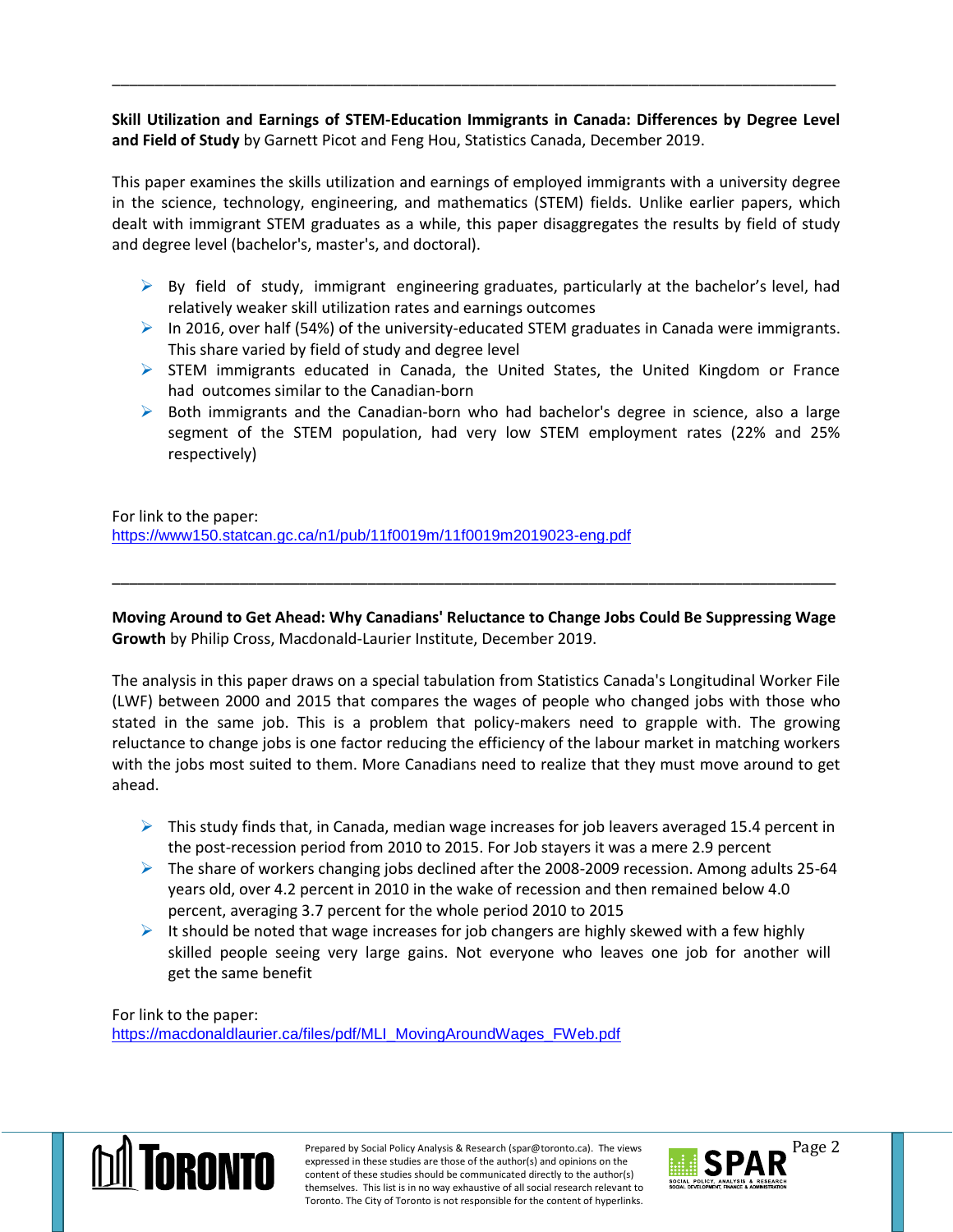---

**Skill Utilization and Earnings of STEM-Education Immigrants in Canada: Differences by Degree Level and Field of Study** by Garnett Picot and Feng Hou, Statistics Canada, December 2019.

This paper examines the skills utilization and earnings of employed immigrants with a university degree in the science, technology, engineering, and mathematics (STEM) fields. Unlike earlier papers, which dealt with immigrant STEM graduates as a while, this paper disaggregates the results by field of study and degree level (bachelor's, master's, and doctoral).

- By field of study, immigrant engineering graduates, particularly at the bachelor's level, had relatively weaker skill utilization rates and earnings outcomes
- In 2016, over half (54%) of the university-educated STEM graduates in Canada were immigrants. This share varied by field of study and degree level
- STEM immigrants educated in Canada, the United States, the United Kingdom or France had outcomes similar to the Canadian-born
- Both immigrants and the Canadian-born who had bachelor's degree in science, also a large segment of the STEM population, had very low STEM employment rates (22% and 25% respectively)

For link to the paper:
https://www150.statcan.gc.ca/n1/pub/11f0019m/11f0019m2019023-eng.pdf

---

**Moving Around to Get Ahead: Why Canadians' Reluctance to Change Jobs Could Be Suppressing Wage Growth** by Philip Cross, Macdonald-Laurier Institute, December 2019.

The analysis in this paper draws on a special tabulation from Statistics Canada's Longitudinal Worker File (LWF) between 2000 and 2015 that compares the wages of people who changed jobs with those who stated in the same job. This is a problem that policy-makers need to grapple with. The growing reluctance to change jobs is one factor reducing the efficiency of the labour market in matching workers with the jobs most suited to them. More Canadians need to realize that they must move around to get ahead.

- This study finds that, in Canada, median wage increases for job leavers averaged 15.4 percent in the post-recession period from 2010 to 2015. For Job stayers it was a mere 2.9 percent
- The share of workers changing jobs declined after the 2008-2009 recession. Among adults 25-64 years old, over 4.2 percent in 2010 in the wake of recession and then remained below 4.0 percent, averaging 3.7 percent for the whole period 2010 to 2015
- It should be noted that wage increases for job changers are highly skewed with a few highly skilled people seeing very large gains. Not everyone who leaves one job for another will get the same benefit

For link to the paper:
https://macdonaldlaurier.ca/files/pdf/MLI_MovingAroundWages_FWeb.pdf

Prepared by Social Policy Analysis & Research (spar@toronto.ca). The views expressed in these studies are those of the author(s) and opinions on the content of these studies should be communicated directly to the author(s) themselves. This list is in no way exhaustive of all social research relevant to Toronto. The City of Toronto is not responsible for the content of hyperlinks.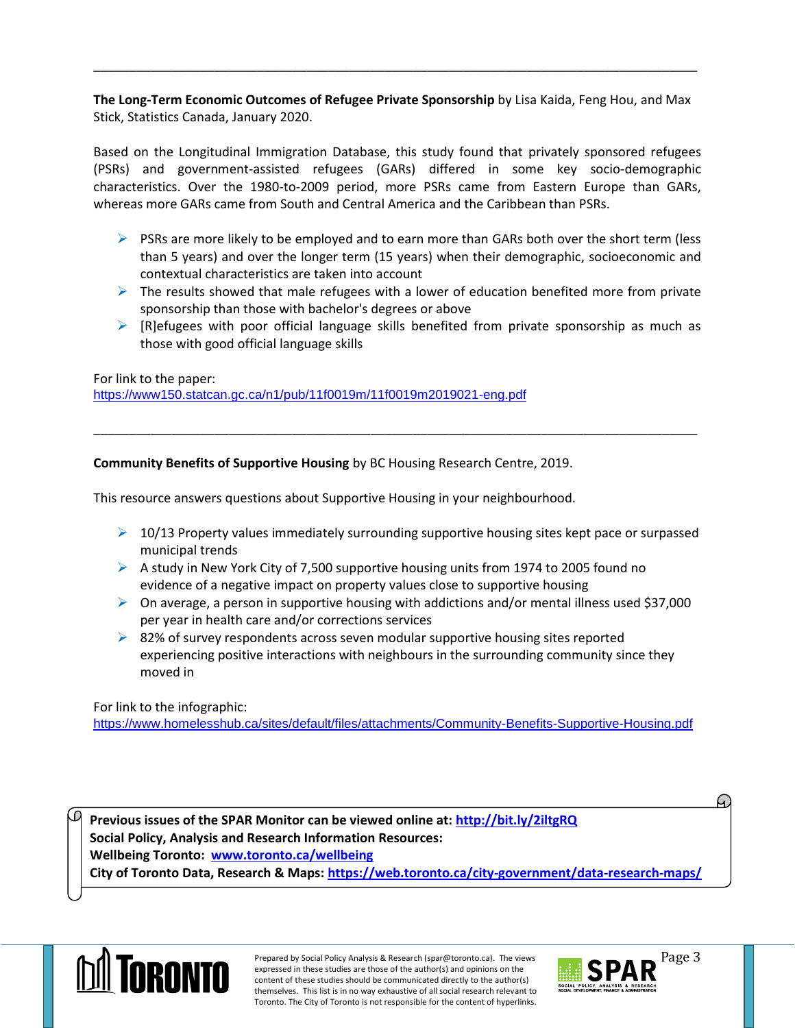---

**The Long-Term Economic Outcomes of Refugee Private Sponsorship** by Lisa Kaida, Feng Hou, and Max Stick, Statistics Canada, January 2020.

Based on the Longitudinal Immigration Database, this study found that privately sponsored refugees (PSRs) and government-assisted refugees (GARs) differed in some key socio-demographic characteristics. Over the 1980-to-2009 period, more PSRs came from Eastern Europe than GARs, whereas more GARs came from South and Central America and the Caribbean than PSRs.

- PSRs are more likely to be employed and to earn more than GARs both over the short term (less than 5 years) and over the longer term (15 years) when their demographic, socioeconomic and contextual characteristics are taken into account
- The results showed that male refugees with a lower of education benefited more from private sponsorship than those with bachelor's degrees or above
- [R]efugees with poor official language skills benefited from private sponsorship as much as those with good official language skills

For link to the paper:
https://www150.statcan.gc.ca/n1/pub/11f0019m/11f0019m2019021-eng.pdf

---

**Community Benefits of Supportive Housing** by BC Housing Research Centre, 2019.

This resource answers questions about Supportive Housing in your neighbourhood.

- 10/13 Property values immediately surrounding supportive housing sites kept pace or surpassed municipal trends
- A study in New York City of 7,500 supportive housing units from 1974 to 2005 found no evidence of a negative impact on property values close to supportive housing
- On average, a person in supportive housing with addictions and/or mental illness used $37,000 per year in health care and/or corrections services
- 82% of survey respondents across seven modular supportive housing sites reported experiencing positive interactions with neighbours in the surrounding community since they moved in

For link to the infographic:
https://www.homelesshub.ca/sites/default/files/attachments/Community-Benefits-Supportive-Housing.pdf

**Previous issues of the SPAR Monitor can be viewed online at: http://bit.ly/2iltgRQ**
**Social Policy, Analysis and Research Information Resources:**
**Wellbeing Toronto: www.toronto.ca/wellbeing**
**City of Toronto Data, Research & Maps: https://web.toronto.ca/city-government/data-research-maps/**

Prepared by Social Policy Analysis & Research (spar@toronto.ca). The views expressed in these studies are those of the author(s) and opinions on the content of these studies should be communicated directly to the author(s) themselves. This list is in no way exhaustive of all social research relevant to Toronto. The City of Toronto is not responsible for the content of hyperlinks.